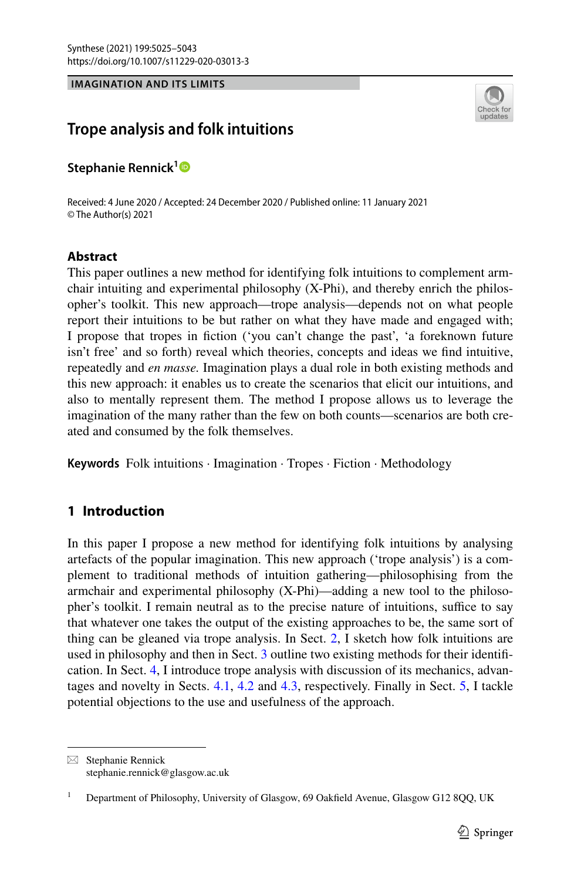IMAGINATION AND ITS LIMITS

# Trope analysis and folk intuitions

**Stephanie Rennick**[1]

Received: 4 June 2020 / Accepted: 24 December 2020 / Published online: 11 January 2021
© The Author(s) 2021

## Abstract

This paper outlines a new method for identifying folk intuitions to complement armchair intuiting and experimental philosophy (X-Phi), and thereby enrich the philosopher's toolkit. This new approach—trope analysis—depends not on what people report their intuitions to be but rather on what they have made and engaged with; I propose that tropes in fiction ('you can't change the past', 'a foreknown future isn't free' and so forth) reveal which theories, concepts and ideas we find intuitive, repeatedly and *en masse*. Imagination plays a dual role in both existing methods and this new approach: it enables us to create the scenarios that elicit our intuitions, and also to mentally represent them. The method I propose allows us to leverage the imagination of the many rather than the few on both counts—scenarios are both created and consumed by the folk themselves.

**Keywords** Folk intuitions · Imagination · Tropes · Fiction · Methodology

## 1 Introduction

In this paper I propose a new method for identifying folk intuitions by analysing artefacts of the popular imagination. This new approach ('trope analysis') is a complement to traditional methods of intuition gathering—philosophising from the armchair and experimental philosophy (X-Phi)—adding a new tool to the philosopher's toolkit. I remain neutral as to the precise nature of intuitions, suffice to say that whatever one takes the output of the existing approaches to be, the same sort of thing can be gleaned via trope analysis. In Sect. 2, I sketch how folk intuitions are used in philosophy and then in Sect. 3 outline two existing methods for their identification. In Sect. 4, I introduce trope analysis with discussion of its mechanics, advantages and novelty in Sects. 4.1, 4.2 and 4.3, respectively. Finally in Sect. 5, I tackle potential objections to the use and usefulness of the approach.

---

Stephanie Rennick
stephanie.rennick@glasgow.ac.uk

[1] Department of Philosophy, University of Glasgow, 69 Oakfield Avenue, Glasgow G12 8QQ, UK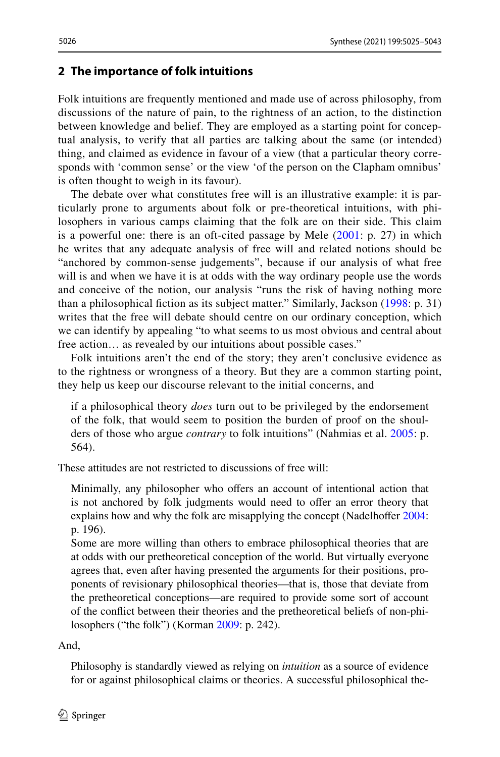## 2 The importance of folk intuitions

Folk intuitions are frequently mentioned and made use of across philosophy, from discussions of the nature of pain, to the rightness of an action, to the distinction between knowledge and belief. They are employed as a starting point for conceptual analysis, to verify that all parties are talking about the same (or intended) thing, and claimed as evidence in favour of a view (that a particular theory corresponds with 'common sense' or the view 'of the person on the Clapham omnibus' is often thought to weigh in its favour).

The debate over what constitutes free will is an illustrative example: it is particularly prone to arguments about folk or pre-theoretical intuitions, with philosophers in various camps claiming that the folk are on their side. This claim is a powerful one: there is an oft-cited passage by Mele (2001: p. 27) in which he writes that any adequate analysis of free will and related notions should be "anchored by common-sense judgements", because if our analysis of what free will is and when we have it is at odds with the way ordinary people use the words and conceive of the notion, our analysis "runs the risk of having nothing more than a philosophical fiction as its subject matter." Similarly, Jackson (1998: p. 31) writes that the free will debate should centre on our ordinary conception, which we can identify by appealing "to what seems to us most obvious and central about free action… as revealed by our intuitions about possible cases."

Folk intuitions aren't the end of the story; they aren't conclusive evidence as to the rightness or wrongness of a theory. But they are a common starting point, they help us keep our discourse relevant to the initial concerns, and

> if a philosophical theory *does* turn out to be privileged by the endorsement of the folk, that would seem to position the burden of proof on the shoulders of those who argue *contrary* to folk intuitions" (Nahmias et al. 2005: p. 564).

These attitudes are not restricted to discussions of free will:

> Minimally, any philosopher who offers an account of intentional action that is not anchored by folk judgments would need to offer an error theory that explains how and why the folk are misapplying the concept (Nadelhoffer 2004: p. 196).
>
> Some are more willing than others to embrace philosophical theories that are at odds with our pretheoretical conception of the world. But virtually everyone agrees that, even after having presented the arguments for their positions, proponents of revisionary philosophical theories—that is, those that deviate from the pretheoretical conceptions—are required to provide some sort of account of the conflict between their theories and the pretheoretical beliefs of non-philosophers ("the folk") (Korman 2009: p. 242).

And,

> Philosophy is standardly viewed as relying on *intuition* as a source of evidence for or against philosophical claims or theories. A successful philosophical the-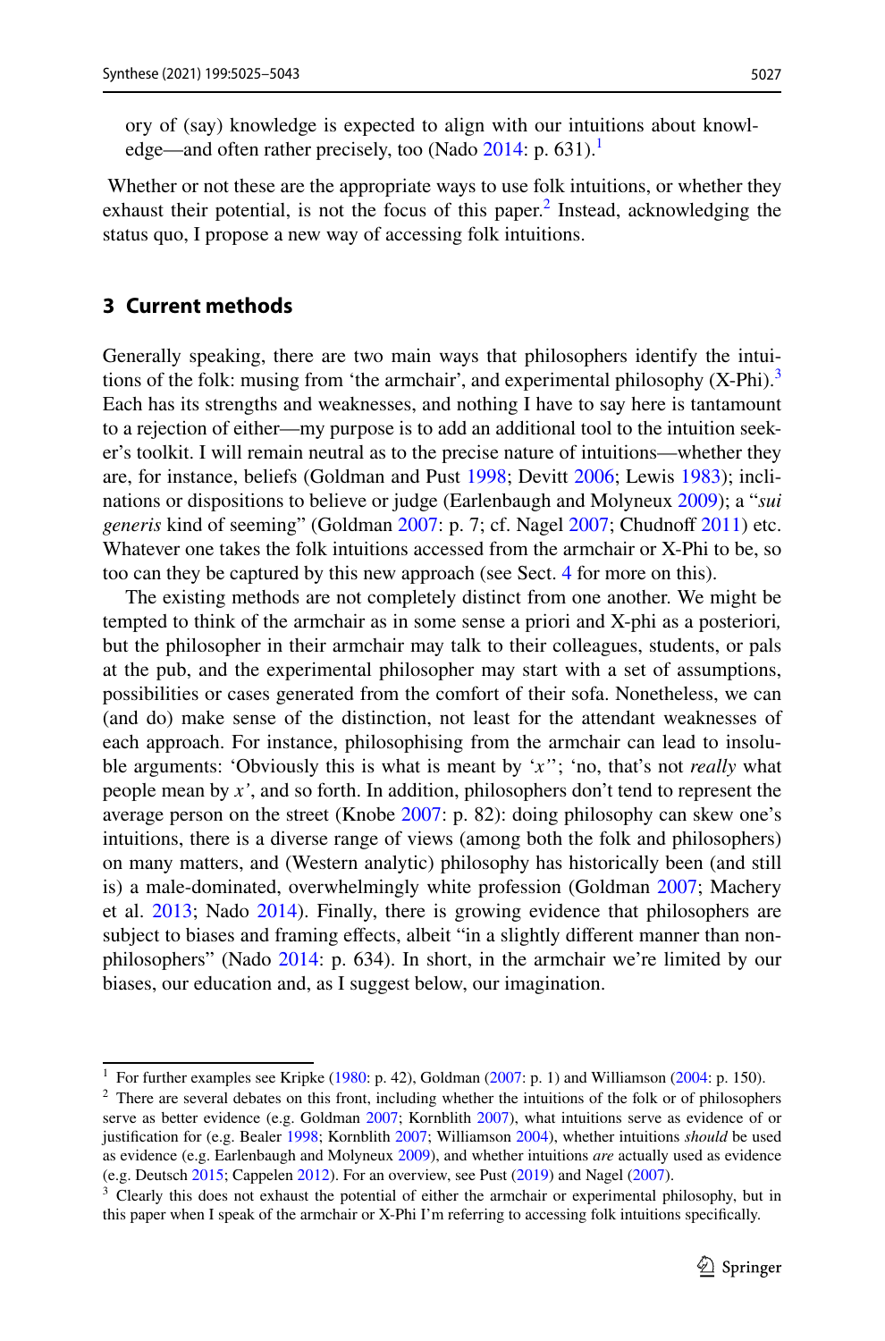ory of (say) knowledge is expected to align with our intuitions about knowledge—and often rather precisely, too (Nado 2014: p. 631).[1]

Whether or not these are the appropriate ways to use folk intuitions, or whether they exhaust their potential, is not the focus of this paper.[2] Instead, acknowledging the status quo, I propose a new way of accessing folk intuitions.

## 3 Current methods

Generally speaking, there are two main ways that philosophers identify the intuitions of the folk: musing from 'the armchair', and experimental philosophy (X-Phi).[3] Each has its strengths and weaknesses, and nothing I have to say here is tantamount to a rejection of either—my purpose is to add an additional tool to the intuition seeker's toolkit. I will remain neutral as to the precise nature of intuitions—whether they are, for instance, beliefs (Goldman and Pust 1998; Devitt 2006; Lewis 1983); inclinations or dispositions to believe or judge (Earlenbaugh and Molyneux 2009); a "*sui generis* kind of seeming" (Goldman 2007: p. 7; cf. Nagel 2007; Chudnoff 2011) etc. Whatever one takes the folk intuitions accessed from the armchair or X-Phi to be, so too can they be captured by this new approach (see Sect. 4 for more on this).

The existing methods are not completely distinct from one another. We might be tempted to think of the armchair as in some sense a priori and X-phi as a posteriori, but the philosopher in their armchair may talk to their colleagues, students, or pals at the pub, and the experimental philosopher may start with a set of assumptions, possibilities or cases generated from the comfort of their sofa. Nonetheless, we can (and do) make sense of the distinction, not least for the attendant weaknesses of each approach. For instance, philosophising from the armchair can lead to insoluble arguments: 'Obviously this is what is meant by '*x*''; 'no, that's not *really* what people mean by *x*', and so forth. In addition, philosophers don't tend to represent the average person on the street (Knobe 2007: p. 82): doing philosophy can skew one's intuitions, there is a diverse range of views (among both the folk and philosophers) on many matters, and (Western analytic) philosophy has historically been (and still is) a male-dominated, overwhelmingly white profession (Goldman 2007; Machery et al. 2013; Nado 2014). Finally, there is growing evidence that philosophers are subject to biases and framing effects, albeit "in a slightly different manner than non-philosophers" (Nado 2014: p. 634). In short, in the armchair we're limited by our biases, our education and, as I suggest below, our imagination.

---

[1] For further examples see Kripke (1980: p. 42), Goldman (2007: p. 1) and Williamson (2004: p. 150).

[2] There are several debates on this front, including whether the intuitions of the folk or of philosophers serve as better evidence (e.g. Goldman 2007; Kornblith 2007), what intuitions serve as evidence of or justification for (e.g. Bealer 1998; Kornblith 2007; Williamson 2004), whether intuitions *should* be used as evidence (e.g. Earlenbaugh and Molyneux 2009), and whether intuitions *are* actually used as evidence (e.g. Deutsch 2015; Cappelen 2012). For an overview, see Pust (2019) and Nagel (2007).

[3] Clearly this does not exhaust the potential of either the armchair or experimental philosophy, but in this paper when I speak of the armchair or X-Phi I'm referring to accessing folk intuitions specifically.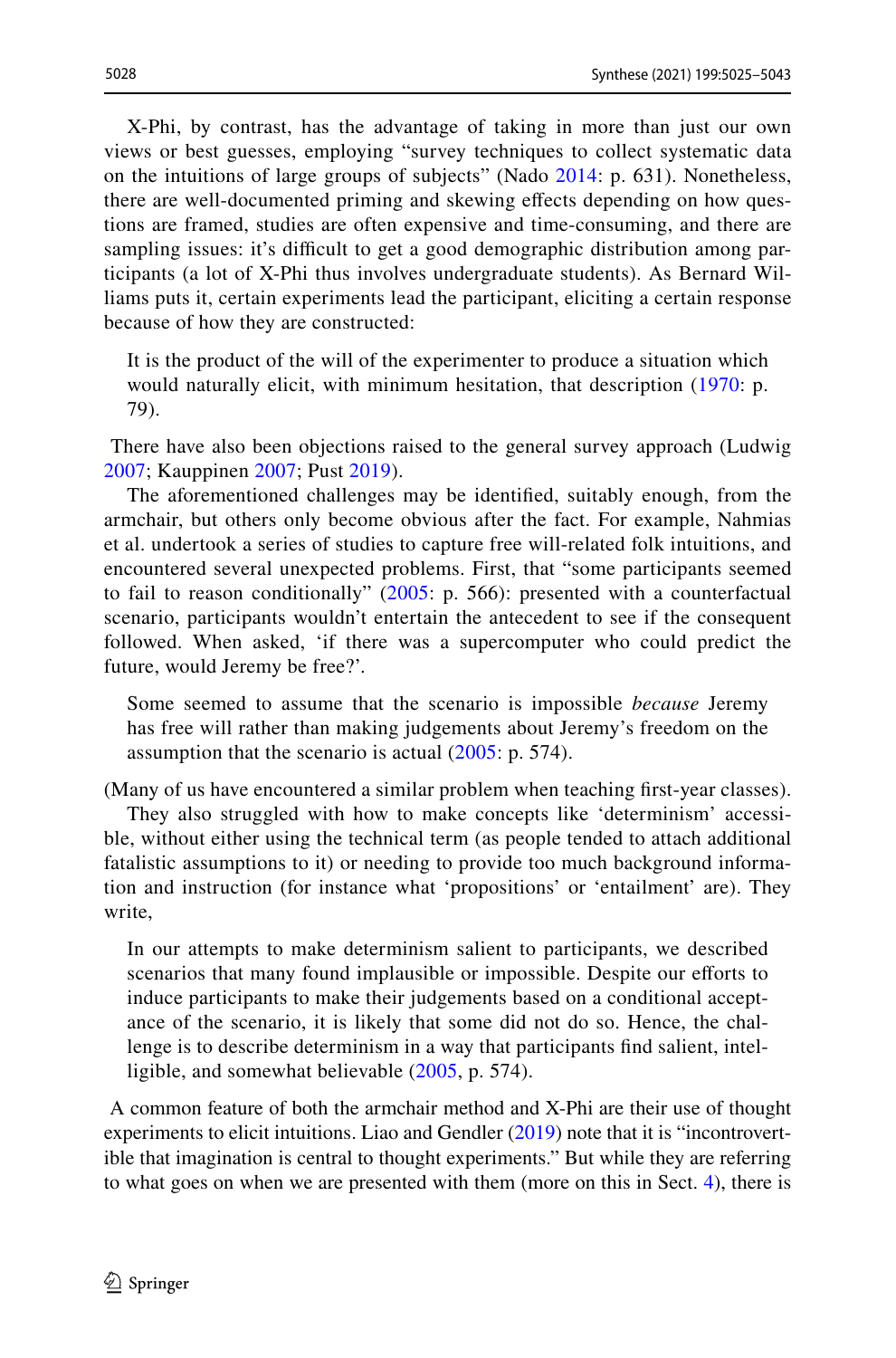X-Phi, by contrast, has the advantage of taking in more than just our own views or best guesses, employing "survey techniques to collect systematic data on the intuitions of large groups of subjects" (Nado 2014: p. 631). Nonetheless, there are well-documented priming and skewing effects depending on how questions are framed, studies are often expensive and time-consuming, and there are sampling issues: it's difficult to get a good demographic distribution among participants (a lot of X-Phi thus involves undergraduate students). As Bernard Williams puts it, certain experiments lead the participant, eliciting a certain response because of how they are constructed:

> It is the product of the will of the experimenter to produce a situation which would naturally elicit, with minimum hesitation, that description (1970: p. 79).

There have also been objections raised to the general survey approach (Ludwig 2007; Kauppinen 2007; Pust 2019).

The aforementioned challenges may be identified, suitably enough, from the armchair, but others only become obvious after the fact. For example, Nahmias et al. undertook a series of studies to capture free will-related folk intuitions, and encountered several unexpected problems. First, that "some participants seemed to fail to reason conditionally" (2005: p. 566): presented with a counterfactual scenario, participants wouldn't entertain the antecedent to see if the consequent followed. When asked, 'if there was a supercomputer who could predict the future, would Jeremy be free?'.

> Some seemed to assume that the scenario is impossible *because* Jeremy has free will rather than making judgements about Jeremy's freedom on the assumption that the scenario is actual (2005: p. 574).

(Many of us have encountered a similar problem when teaching first-year classes).

They also struggled with how to make concepts like 'determinism' accessible, without either using the technical term (as people tended to attach additional fatalistic assumptions to it) or needing to provide too much background information and instruction (for instance what 'propositions' or 'entailment' are). They write,

> In our attempts to make determinism salient to participants, we described scenarios that many found implausible or impossible. Despite our efforts to induce participants to make their judgements based on a conditional acceptance of the scenario, it is likely that some did not do so. Hence, the challenge is to describe determinism in a way that participants find salient, intelligible, and somewhat believable (2005, p. 574).

A common feature of both the armchair method and X-Phi are their use of thought experiments to elicit intuitions. Liao and Gendler (2019) note that it is "incontrovertible that imagination is central to thought experiments." But while they are referring to what goes on when we are presented with them (more on this in Sect. 4), there is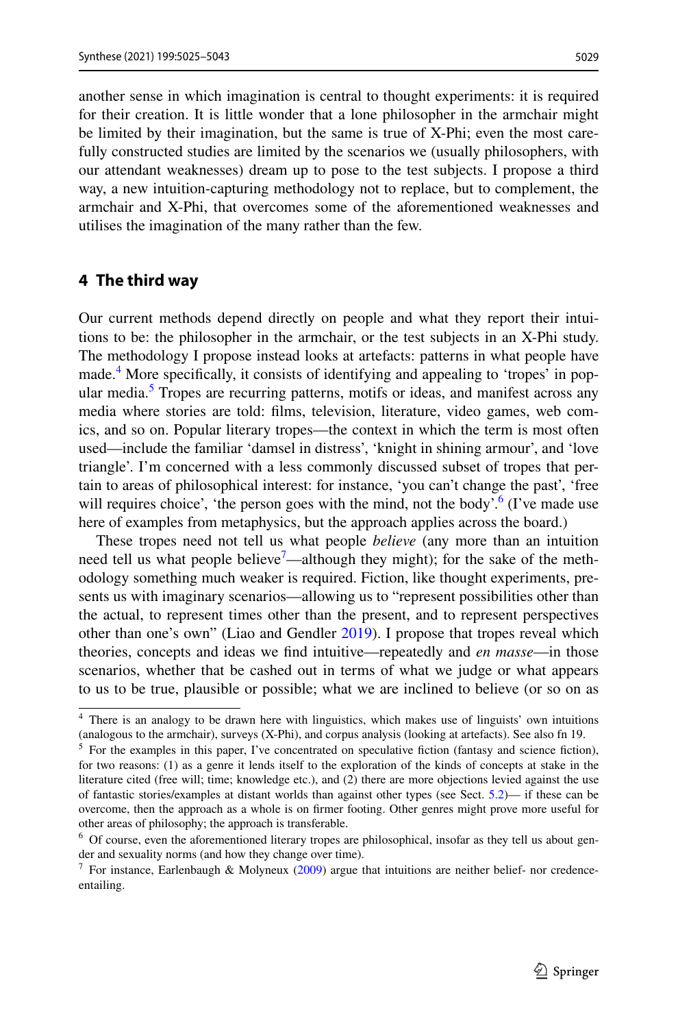another sense in which imagination is central to thought experiments: it is required for their creation. It is little wonder that a lone philosopher in the armchair might be limited by their imagination, but the same is true of X-Phi; even the most carefully constructed studies are limited by the scenarios we (usually philosophers, with our attendant weaknesses) dream up to pose to the test subjects. I propose a third way, a new intuition-capturing methodology not to replace, but to complement, the armchair and X-Phi, that overcomes some of the aforementioned weaknesses and utilises the imagination of the many rather than the few.

## 4 The third way

Our current methods depend directly on people and what they report their intuitions to be: the philosopher in the armchair, or the test subjects in an X-Phi study. The methodology I propose instead looks at artefacts: patterns in what people have made.[4] More specifically, it consists of identifying and appealing to 'tropes' in popular media.[5] Tropes are recurring patterns, motifs or ideas, and manifest across any media where stories are told: films, television, literature, video games, web comics, and so on. Popular literary tropes—the context in which the term is most often used—include the familiar 'damsel in distress', 'knight in shining armour', and 'love triangle'. I'm concerned with a less commonly discussed subset of tropes that pertain to areas of philosophical interest: for instance, 'you can't change the past', 'free will requires choice', 'the person goes with the mind, not the body'.[6] (I've made use here of examples from metaphysics, but the approach applies across the board.)

These tropes need not tell us what people *believe* (any more than an intuition need tell us what people believe[7]—although they might); for the sake of the methodology something much weaker is required. Fiction, like thought experiments, presents us with imaginary scenarios—allowing us to "represent possibilities other than the actual, to represent times other than the present, and to represent perspectives other than one's own" (Liao and Gendler 2019). I propose that tropes reveal which theories, concepts and ideas we find intuitive—repeatedly and *en masse*—in those scenarios, whether that be cashed out in terms of what we judge or what appears to us to be true, plausible or possible; what we are inclined to believe (or so on as

---

[4] There is an analogy to be drawn here with linguistics, which makes use of linguists' own intuitions (analogous to the armchair), surveys (X-Phi), and corpus analysis (looking at artefacts). See also fn 19.

[5] For the examples in this paper, I've concentrated on speculative fiction (fantasy and science fiction), for two reasons: (1) as a genre it lends itself to the exploration of the kinds of concepts at stake in the literature cited (free will; time; knowledge etc.), and (2) there are more objections levied against the use of fantastic stories/examples at distant worlds than against other types (see Sect. 5.2)— if these can be overcome, then the approach as a whole is on firmer footing. Other genres might prove more useful for other areas of philosophy; the approach is transferable.

[6] Of course, even the aforementioned literary tropes are philosophical, insofar as they tell us about gender and sexuality norms (and how they change over time).

[7] For instance, Earlenbaugh & Molyneux (2009) argue that intuitions are neither belief- nor credence-entailing.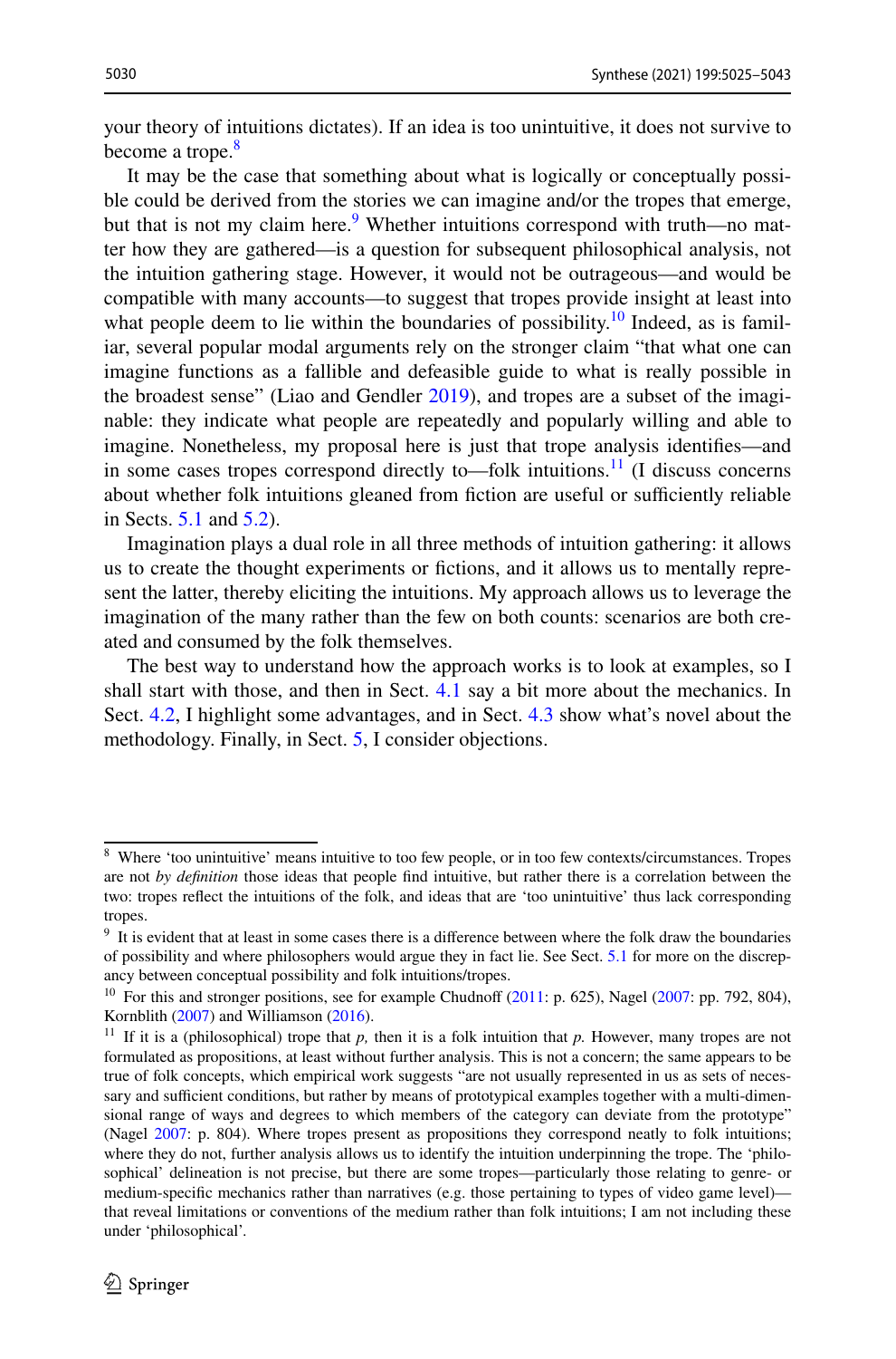your theory of intuitions dictates). If an idea is too unintuitive, it does not survive to become a trope.[8]

It may be the case that something about what is logically or conceptually possible could be derived from the stories we can imagine and/or the tropes that emerge, but that is not my claim here.[9] Whether intuitions correspond with truth—no matter how they are gathered—is a question for subsequent philosophical analysis, not the intuition gathering stage. However, it would not be outrageous—and would be compatible with many accounts—to suggest that tropes provide insight at least into what people deem to lie within the boundaries of possibility.[10] Indeed, as is familiar, several popular modal arguments rely on the stronger claim "that what one can imagine functions as a fallible and defeasible guide to what is really possible in the broadest sense" (Liao and Gendler 2019), and tropes are a subset of the imaginable: they indicate what people are repeatedly and popularly willing and able to imagine. Nonetheless, my proposal here is just that trope analysis identifies—and in some cases tropes correspond directly to—folk intuitions.[11] (I discuss concerns about whether folk intuitions gleaned from fiction are useful or sufficiently reliable in Sects. 5.1 and 5.2).

Imagination plays a dual role in all three methods of intuition gathering: it allows us to create the thought experiments or fictions, and it allows us to mentally represent the latter, thereby eliciting the intuitions. My approach allows us to leverage the imagination of the many rather than the few on both counts: scenarios are both created and consumed by the folk themselves.

The best way to understand how the approach works is to look at examples, so I shall start with those, and then in Sect. 4.1 say a bit more about the mechanics. In Sect. 4.2, I highlight some advantages, and in Sect. 4.3 show what's novel about the methodology. Finally, in Sect. 5, I consider objections.

---

[8] Where 'too unintuitive' means intuitive to too few people, or in too few contexts/circumstances. Tropes are not *by definition* those ideas that people find intuitive, but rather there is a correlation between the two: tropes reflect the intuitions of the folk, and ideas that are 'too unintuitive' thus lack corresponding tropes.

[9] It is evident that at least in some cases there is a difference between where the folk draw the boundaries of possibility and where philosophers would argue they in fact lie. See Sect. 5.1 for more on the discrepancy between conceptual possibility and folk intuitions/tropes.

[10] For this and stronger positions, see for example Chudnoff (2011: p. 625), Nagel (2007: pp. 792, 804), Kornblith (2007) and Williamson (2016).

[11] If it is a (philosophical) trope that *p*, then it is a folk intuition that *p*. However, many tropes are not formulated as propositions, at least without further analysis. This is not a concern; the same appears to be true of folk concepts, which empirical work suggests "are not usually represented in us as sets of necessary and sufficient conditions, but rather by means of prototypical examples together with a multi-dimensional range of ways and degrees to which members of the category can deviate from the prototype" (Nagel 2007: p. 804). Where tropes present as propositions they correspond neatly to folk intuitions; where they do not, further analysis allows us to identify the intuition underpinning the trope. The 'philosophical' delineation is not precise, but there are some tropes—particularly those relating to genre- or medium-specific mechanics rather than narratives (e.g. those pertaining to types of video game level)—that reveal limitations or conventions of the medium rather than folk intuitions; I am not including these under 'philosophical'.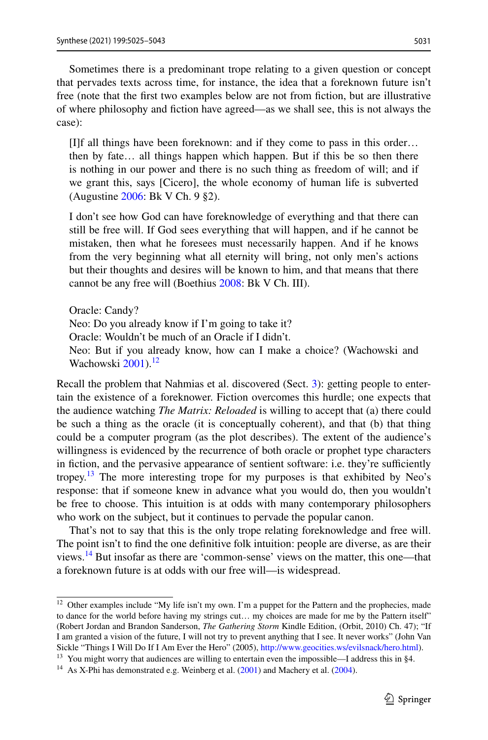Sometimes there is a predominant trope relating to a given question or concept that pervades texts across time, for instance, the idea that a foreknown future isn't free (note that the first two examples below are not from fiction, but are illustrative of where philosophy and fiction have agreed—as we shall see, this is not always the case):

> [I]f all things have been foreknown: and if they come to pass in this order… then by fate… all things happen which happen. But if this be so then there is nothing in our power and there is no such thing as freedom of will; and if we grant this, says [Cicero], the whole economy of human life is subverted (Augustine 2006: Bk V Ch. 9 §2).

> I don't see how God can have foreknowledge of everything and that there can still be free will. If God sees everything that will happen, and if he cannot be mistaken, then what he foresees must necessarily happen. And if he knows from the very beginning what all eternity will bring, not only men's actions but their thoughts and desires will be known to him, and that means that there cannot be any free will (Boethius 2008: Bk V Ch. III).

> Oracle: Candy?
> Neo: Do you already know if I'm going to take it?
> Oracle: Wouldn't be much of an Oracle if I didn't.
> Neo: But if you already know, how can I make a choice? (Wachowski and Wachowski 2001).[12]

Recall the problem that Nahmias et al. discovered (Sect. 3): getting people to entertain the existence of a foreknower. Fiction overcomes this hurdle; one expects that the audience watching *The Matrix: Reloaded* is willing to accept that (a) there could be such a thing as the oracle (it is conceptually coherent), and that (b) that thing could be a computer program (as the plot describes). The extent of the audience's willingness is evidenced by the recurrence of both oracle or prophet type characters in fiction, and the pervasive appearance of sentient software: i.e. they're sufficiently tropey.[13] The more interesting trope for my purposes is that exhibited by Neo's response: that if someone knew in advance what you would do, then you wouldn't be free to choose. This intuition is at odds with many contemporary philosophers who work on the subject, but it continues to pervade the popular canon.

That's not to say that this is the only trope relating foreknowledge and free will. The point isn't to find the one definitive folk intuition: people are diverse, as are their views.[14] But insofar as there are 'common-sense' views on the matter, this one—that a foreknown future is at odds with our free will—is widespread.

---

[12] Other examples include "My life isn't my own. I'm a puppet for the Pattern and the prophecies, made to dance for the world before having my strings cut… my choices are made for me by the Pattern itself" (Robert Jordan and Brandon Sanderson, *The Gathering Storm* Kindle Edition, (Orbit, 2010) Ch. 47); "If I am granted a vision of the future, I will not try to prevent anything that I see. It never works" (John Van Sickle "Things I Will Do If I Am Ever the Hero" (2005), http://www.geocities.ws/evilsnack/hero.html).

[13] You might worry that audiences are willing to entertain even the impossible—I address this in §4.

[14] As X-Phi has demonstrated e.g. Weinberg et al. (2001) and Machery et al. (2004).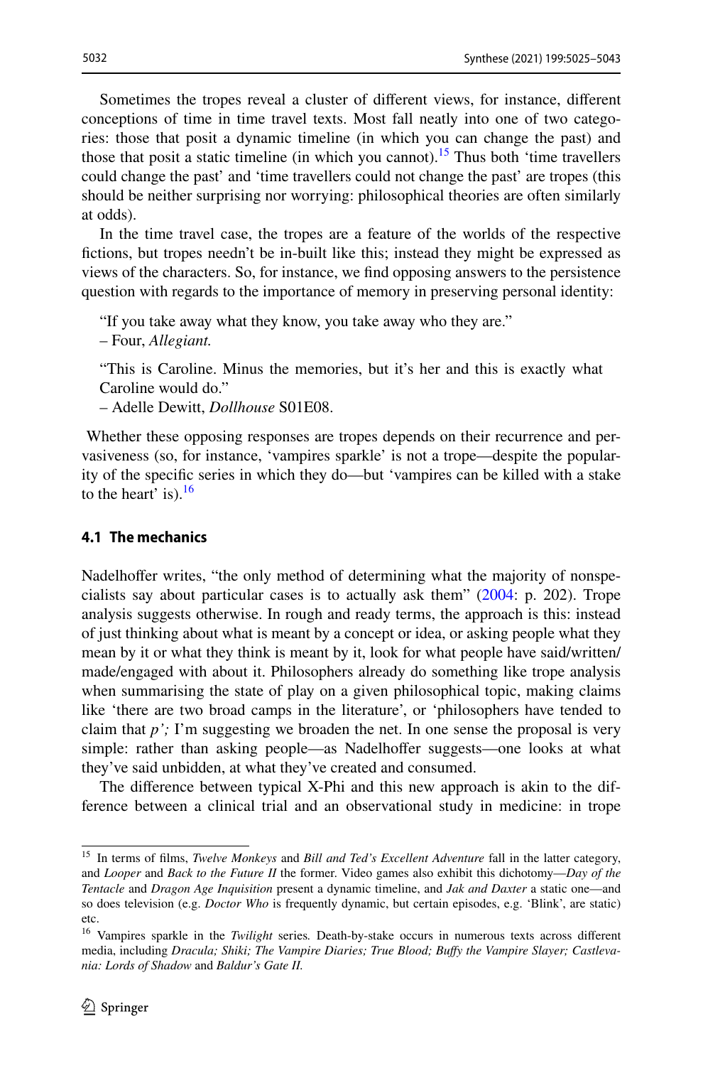Sometimes the tropes reveal a cluster of different views, for instance, different conceptions of time in time travel texts. Most fall neatly into one of two categories: those that posit a dynamic timeline (in which you can change the past) and those that posit a static timeline (in which you cannot).[15] Thus both 'time travellers could change the past' and 'time travellers could not change the past' are tropes (this should be neither surprising nor worrying: philosophical theories are often similarly at odds).

In the time travel case, the tropes are a feature of the worlds of the respective fictions, but tropes needn't be in-built like this; instead they might be expressed as views of the characters. So, for instance, we find opposing answers to the persistence question with regards to the importance of memory in preserving personal identity:

> "If you take away what they know, you take away who they are."
> – Four, *Allegiant.*

> "This is Caroline. Minus the memories, but it's her and this is exactly what Caroline would do."
> – Adelle Dewitt, *Dollhouse* S01E08.

Whether these opposing responses are tropes depends on their recurrence and pervasiveness (so, for instance, 'vampires sparkle' is not a trope—despite the popularity of the specific series in which they do—but 'vampires can be killed with a stake to the heart' is).[16]

### 4.1 The mechanics

Nadelhoffer writes, "the only method of determining what the majority of nonspecialists say about particular cases is to actually ask them" (2004: p. 202). Trope analysis suggests otherwise. In rough and ready terms, the approach is this: instead of just thinking about what is meant by a concept or idea, or asking people what they mean by it or what they think is meant by it, look for what people have said/written/made/engaged with about it. Philosophers already do something like trope analysis when summarising the state of play on a given philosophical topic, making claims like 'there are two broad camps in the literature', or 'philosophers have tended to claim that *p'*; I'm suggesting we broaden the net. In one sense the proposal is very simple: rather than asking people—as Nadelhoffer suggests—one looks at what they've said unbidden, at what they've created and consumed.

The difference between typical X-Phi and this new approach is akin to the difference between a clinical trial and an observational study in medicine: in trope

---

[15] In terms of films, *Twelve Monkeys* and *Bill and Ted's Excellent Adventure* fall in the latter category, and *Looper* and *Back to the Future II* the former. Video games also exhibit this dichotomy—*Day of the Tentacle* and *Dragon Age Inquisition* present a dynamic timeline, and *Jak and Daxter* a static one—and so does television (e.g. *Doctor Who* is frequently dynamic, but certain episodes, e.g. 'Blink', are static) etc.

[16] Vampires sparkle in the *Twilight* series. Death-by-stake occurs in numerous texts across different media, including *Dracula; Shiki; The Vampire Diaries; True Blood; Buffy the Vampire Slayer; Castlevania: Lords of Shadow* and *Baldur's Gate II.*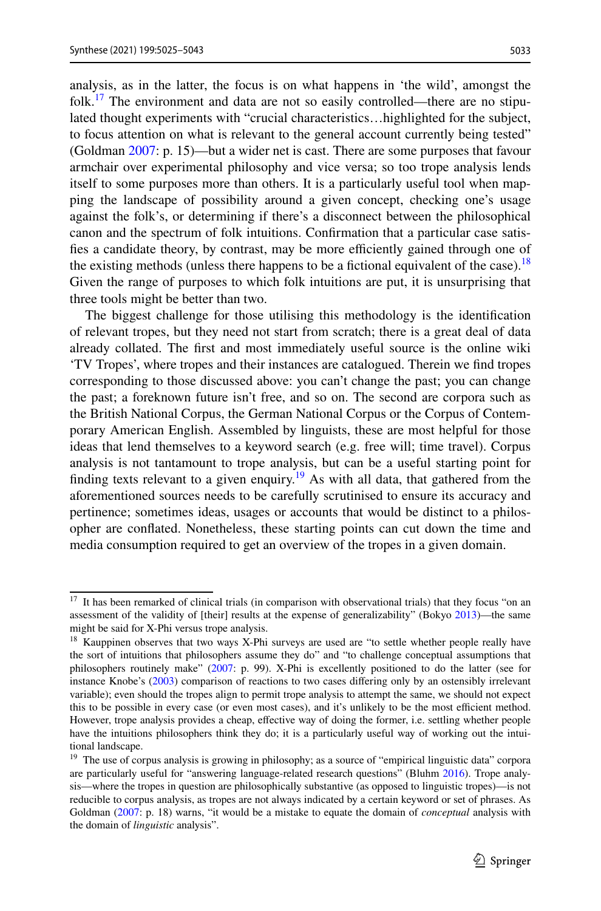analysis, as in the latter, the focus is on what happens in 'the wild', amongst the folk.[17] The environment and data are not so easily controlled—there are no stipulated thought experiments with "crucial characteristics…highlighted for the subject, to focus attention on what is relevant to the general account currently being tested" (Goldman 2007: p. 15)—but a wider net is cast. There are some purposes that favour armchair over experimental philosophy and vice versa; so too trope analysis lends itself to some purposes more than others. It is a particularly useful tool when mapping the landscape of possibility around a given concept, checking one's usage against the folk's, or determining if there's a disconnect between the philosophical canon and the spectrum of folk intuitions. Confirmation that a particular case satisfies a candidate theory, by contrast, may be more efficiently gained through one of the existing methods (unless there happens to be a fictional equivalent of the case).[18] Given the range of purposes to which folk intuitions are put, it is unsurprising that three tools might be better than two.

The biggest challenge for those utilising this methodology is the identification of relevant tropes, but they need not start from scratch; there is a great deal of data already collated. The first and most immediately useful source is the online wiki 'TV Tropes', where tropes and their instances are catalogued. Therein we find tropes corresponding to those discussed above: you can't change the past; you can change the past; a foreknown future isn't free, and so on. The second are corpora such as the British National Corpus, the German National Corpus or the Corpus of Contemporary American English. Assembled by linguists, these are most helpful for those ideas that lend themselves to a keyword search (e.g. free will; time travel). Corpus analysis is not tantamount to trope analysis, but can be a useful starting point for finding texts relevant to a given enquiry.[19] As with all data, that gathered from the aforementioned sources needs to be carefully scrutinised to ensure its accuracy and pertinence; sometimes ideas, usages or accounts that would be distinct to a philosopher are conflated. Nonetheless, these starting points can cut down the time and media consumption required to get an overview of the tropes in a given domain.

---

[17] It has been remarked of clinical trials (in comparison with observational trials) that they focus "on an assessment of the validity of [their] results at the expense of generalizability" (Bokyo 2013)—the same might be said for X-Phi versus trope analysis.

[18] Kauppinen observes that two ways X-Phi surveys are used are "to settle whether people really have the sort of intuitions that philosophers assume they do" and "to challenge conceptual assumptions that philosophers routinely make" (2007: p. 99). X-Phi is excellently positioned to do the latter (see for instance Knobe's (2003) comparison of reactions to two cases differing only by an ostensibly irrelevant variable); even should the tropes align to permit trope analysis to attempt the same, we should not expect this to be possible in every case (or even most cases), and it's unlikely to be the most efficient method. However, trope analysis provides a cheap, effective way of doing the former, i.e. settling whether people have the intuitions philosophers think they do; it is a particularly useful way of working out the intuitional landscape.

[19] The use of corpus analysis is growing in philosophy; as a source of "empirical linguistic data" corpora are particularly useful for "answering language-related research questions" (Bluhm 2016). Trope analysis—where the tropes in question are philosophically substantive (as opposed to linguistic tropes)—is not reducible to corpus analysis, as tropes are not always indicated by a certain keyword or set of phrases. As Goldman (2007: p. 18) warns, "it would be a mistake to equate the domain of *conceptual* analysis with the domain of *linguistic* analysis".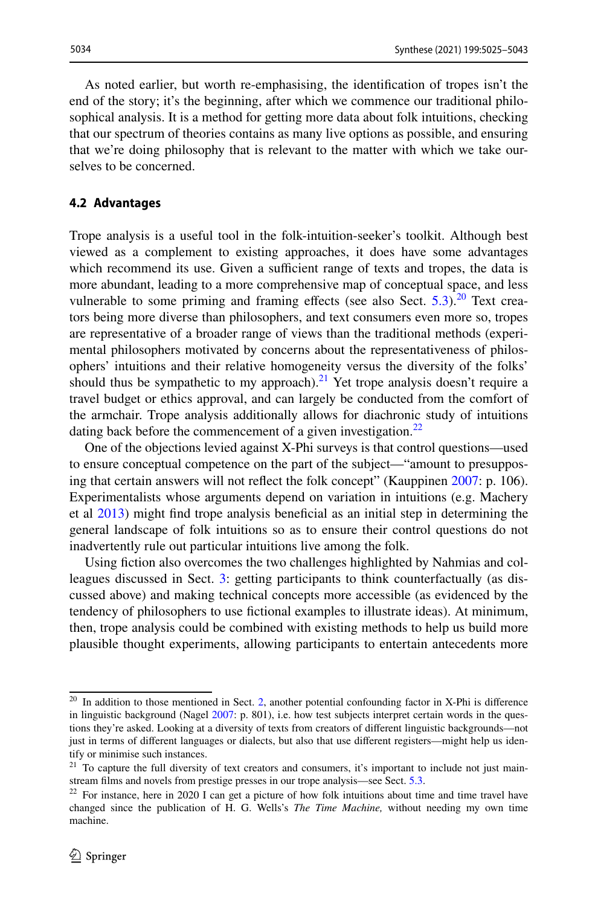As noted earlier, but worth re-emphasising, the identification of tropes isn't the end of the story; it's the beginning, after which we commence our traditional philosophical analysis. It is a method for getting more data about folk intuitions, checking that our spectrum of theories contains as many live options as possible, and ensuring that we're doing philosophy that is relevant to the matter with which we take ourselves to be concerned.

### 4.2 Advantages

Trope analysis is a useful tool in the folk-intuition-seeker's toolkit. Although best viewed as a complement to existing approaches, it does have some advantages which recommend its use. Given a sufficient range of texts and tropes, the data is more abundant, leading to a more comprehensive map of conceptual space, and less vulnerable to some priming and framing effects (see also Sect. 5.3).[20] Text creators being more diverse than philosophers, and text consumers even more so, tropes are representative of a broader range of views than the traditional methods (experimental philosophers motivated by concerns about the representativeness of philosophers' intuitions and their relative homogeneity versus the diversity of the folks' should thus be sympathetic to my approach).[21] Yet trope analysis doesn't require a travel budget or ethics approval, and can largely be conducted from the comfort of the armchair. Trope analysis additionally allows for diachronic study of intuitions dating back before the commencement of a given investigation.[22]

One of the objections levied against X-Phi surveys is that control questions—used to ensure conceptual competence on the part of the subject—"amount to presupposing that certain answers will not reflect the folk concept" (Kauppinen 2007: p. 106). Experimentalists whose arguments depend on variation in intuitions (e.g. Machery et al 2013) might find trope analysis beneficial as an initial step in determining the general landscape of folk intuitions so as to ensure their control questions do not inadvertently rule out particular intuitions live among the folk.

Using fiction also overcomes the two challenges highlighted by Nahmias and colleagues discussed in Sect. 3: getting participants to think counterfactually (as discussed above) and making technical concepts more accessible (as evidenced by the tendency of philosophers to use fictional examples to illustrate ideas). At minimum, then, trope analysis could be combined with existing methods to help us build more plausible thought experiments, allowing participants to entertain antecedents more

---

[20] In addition to those mentioned in Sect. 2, another potential confounding factor in X-Phi is difference in linguistic background (Nagel 2007: p. 801), i.e. how test subjects interpret certain words in the questions they're asked. Looking at a diversity of texts from creators of different linguistic backgrounds—not just in terms of different languages or dialects, but also that use different registers—might help us identify or minimise such instances.

[21] To capture the full diversity of text creators and consumers, it's important to include not just mainstream films and novels from prestige presses in our trope analysis—see Sect. 5.3.

[22] For instance, here in 2020 I can get a picture of how folk intuitions about time and time travel have changed since the publication of H. G. Wells's *The Time Machine,* without needing my own time machine.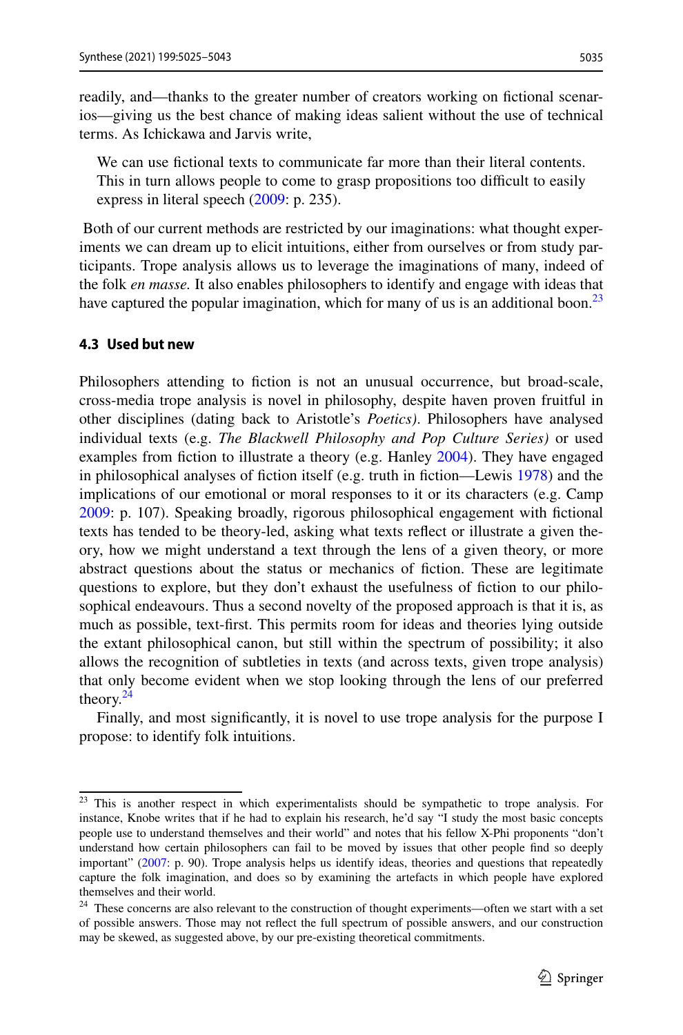readily, and—thanks to the greater number of creators working on fictional scenarios—giving us the best chance of making ideas salient without the use of technical terms. As Ichickawa and Jarvis write,

> We can use fictional texts to communicate far more than their literal contents. This in turn allows people to come to grasp propositions too difficult to easily express in literal speech (2009: p. 235).

Both of our current methods are restricted by our imaginations: what thought experiments we can dream up to elicit intuitions, either from ourselves or from study participants. Trope analysis allows us to leverage the imaginations of many, indeed of the folk *en masse.* It also enables philosophers to identify and engage with ideas that have captured the popular imagination, which for many of us is an additional boon.[23]

### 4.3 Used but new

Philosophers attending to fiction is not an unusual occurrence, but broad-scale, cross-media trope analysis is novel in philosophy, despite haven proven fruitful in other disciplines (dating back to Aristotle's *Poetics).* Philosophers have analysed individual texts (e.g. *The Blackwell Philosophy and Pop Culture Series)* or used examples from fiction to illustrate a theory (e.g. Hanley 2004). They have engaged in philosophical analyses of fiction itself (e.g. truth in fiction—Lewis 1978) and the implications of our emotional or moral responses to it or its characters (e.g. Camp 2009: p. 107). Speaking broadly, rigorous philosophical engagement with fictional texts has tended to be theory-led, asking what texts reflect or illustrate a given theory, how we might understand a text through the lens of a given theory, or more abstract questions about the status or mechanics of fiction. These are legitimate questions to explore, but they don't exhaust the usefulness of fiction to our philosophical endeavours. Thus a second novelty of the proposed approach is that it is, as much as possible, text-first. This permits room for ideas and theories lying outside the extant philosophical canon, but still within the spectrum of possibility; it also allows the recognition of subtleties in texts (and across texts, given trope analysis) that only become evident when we stop looking through the lens of our preferred theory.[24]

Finally, and most significantly, it is novel to use trope analysis for the purpose I propose: to identify folk intuitions.

---

[23] This is another respect in which experimentalists should be sympathetic to trope analysis. For instance, Knobe writes that if he had to explain his research, he'd say "I study the most basic concepts people use to understand themselves and their world" and notes that his fellow X-Phi proponents "don't understand how certain philosophers can fail to be moved by issues that other people find so deeply important" (2007: p. 90). Trope analysis helps us identify ideas, theories and questions that repeatedly capture the folk imagination, and does so by examining the artefacts in which people have explored themselves and their world.

[24] These concerns are also relevant to the construction of thought experiments—often we start with a set of possible answers. Those may not reflect the full spectrum of possible answers, and our construction may be skewed, as suggested above, by our pre-existing theoretical commitments.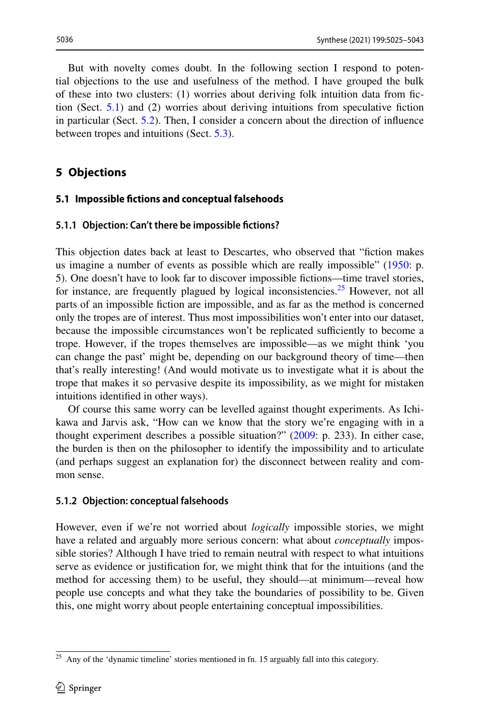But with novelty comes doubt. In the following section I respond to potential objections to the use and usefulness of the method. I have grouped the bulk of these into two clusters: (1) worries about deriving folk intuition data from fiction (Sect. 5.1) and (2) worries about deriving intuitions from speculative fiction in particular (Sect. 5.2). Then, I consider a concern about the direction of influence between tropes and intuitions (Sect. 5.3).

## 5 Objections

### 5.1 Impossible fictions and conceptual falsehoods

#### 5.1.1 Objection: Can't there be impossible fictions?

This objection dates back at least to Descartes, who observed that "fiction makes us imagine a number of events as possible which are really impossible" (1950: p. 5). One doesn't have to look far to discover impossible fictions—time travel stories, for instance, are frequently plagued by logical inconsistencies.[25] However, not all parts of an impossible fiction are impossible, and as far as the method is concerned only the tropes are of interest. Thus most impossibilities won't enter into our dataset, because the impossible circumstances won't be replicated sufficiently to become a trope. However, if the tropes themselves are impossible—as we might think 'you can change the past' might be, depending on our background theory of time—then that's really interesting! (And would motivate us to investigate what it is about the trope that makes it so pervasive despite its impossibility, as we might for mistaken intuitions identified in other ways).

Of course this same worry can be levelled against thought experiments. As Ichikawa and Jarvis ask, "How can we know that the story we're engaging with in a thought experiment describes a possible situation?" (2009: p. 233). In either case, the burden is then on the philosopher to identify the impossibility and to articulate (and perhaps suggest an explanation for) the disconnect between reality and common sense.

#### 5.1.2 Objection: conceptual falsehoods

However, even if we're not worried about *logically* impossible stories, we might have a related and arguably more serious concern: what about *conceptually* impossible stories? Although I have tried to remain neutral with respect to what intuitions serve as evidence or justification for, we might think that for the intuitions (and the method for accessing them) to be useful, they should—at minimum—reveal how people use concepts and what they take the boundaries of possibility to be. Given this, one might worry about people entertaining conceptual impossibilities.

[25] Any of the 'dynamic timeline' stories mentioned in fn. 15 arguably fall into this category.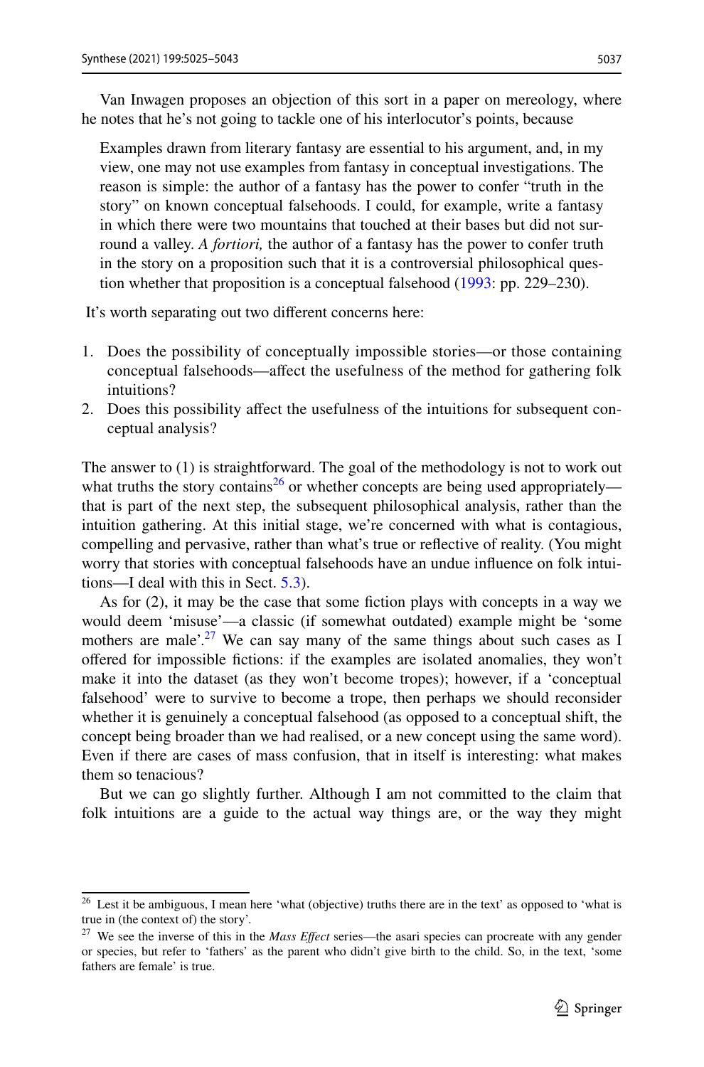Van Inwagen proposes an objection of this sort in a paper on mereology, where he notes that he's not going to tackle one of his interlocutor's points, because

> Examples drawn from literary fantasy are essential to his argument, and, in my view, one may not use examples from fantasy in conceptual investigations. The reason is simple: the author of a fantasy has the power to confer "truth in the story" on known conceptual falsehoods. I could, for example, write a fantasy in which there were two mountains that touched at their bases but did not surround a valley. *A fortiori,* the author of a fantasy has the power to confer truth in the story on a proposition such that it is a controversial philosophical question whether that proposition is a conceptual falsehood (1993: pp. 229–230).

It's worth separating out two different concerns here:

1. Does the possibility of conceptually impossible stories—or those containing conceptual falsehoods—affect the usefulness of the method for gathering folk intuitions?
2. Does this possibility affect the usefulness of the intuitions for subsequent conceptual analysis?

The answer to (1) is straightforward. The goal of the methodology is not to work out what truths the story contains[26] or whether concepts are being used appropriately—that is part of the next step, the subsequent philosophical analysis, rather than the intuition gathering. At this initial stage, we're concerned with what is contagious, compelling and pervasive, rather than what's true or reflective of reality. (You might worry that stories with conceptual falsehoods have an undue influence on folk intuitions—I deal with this in Sect. 5.3).

As for (2), it may be the case that some fiction plays with concepts in a way we would deem 'misuse'—a classic (if somewhat outdated) example might be 'some mothers are male'.[27] We can say many of the same things about such cases as I offered for impossible fictions: if the examples are isolated anomalies, they won't make it into the dataset (as they won't become tropes); however, if a 'conceptual falsehood' were to survive to become a trope, then perhaps we should reconsider whether it is genuinely a conceptual falsehood (as opposed to a conceptual shift, the concept being broader than we had realised, or a new concept using the same word). Even if there are cases of mass confusion, that in itself is interesting: what makes them so tenacious?

But we can go slightly further. Although I am not committed to the claim that folk intuitions are a guide to the actual way things are, or the way they might

---

[26] Lest it be ambiguous, I mean here 'what (objective) truths there are in the text' as opposed to 'what is true in (the context of) the story'.

[27] We see the inverse of this in the *Mass Effect* series—the asari species can procreate with any gender or species, but refer to 'fathers' as the parent who didn't give birth to the child. So, in the text, 'some fathers are female' is true.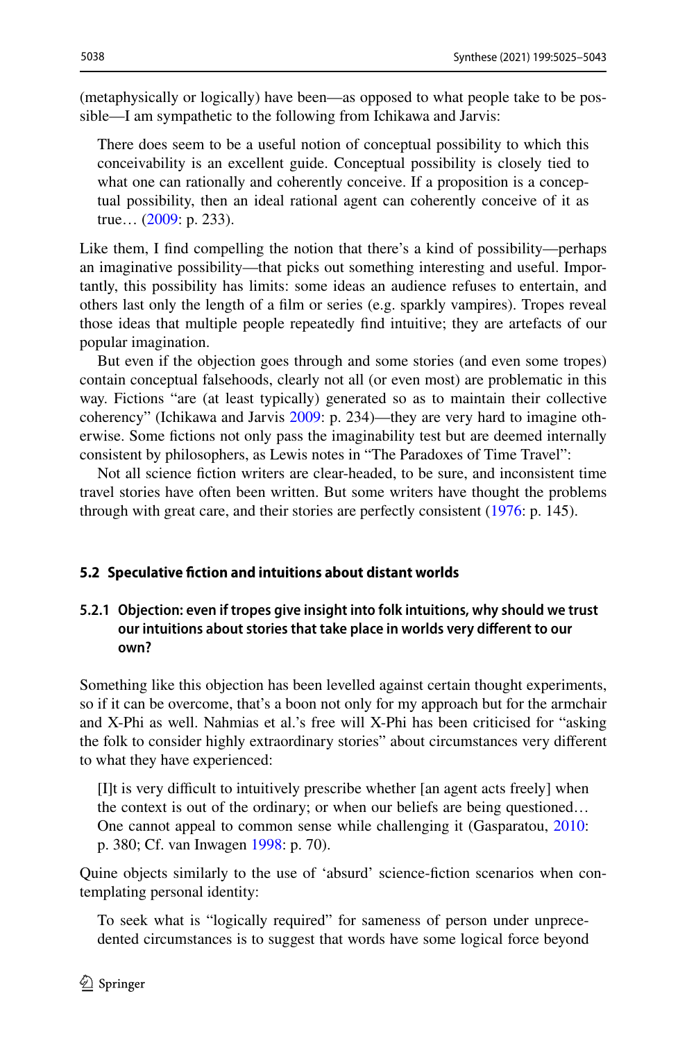(metaphysically or logically) have been—as opposed to what people take to be possible—I am sympathetic to the following from Ichikawa and Jarvis:

> There does seem to be a useful notion of conceptual possibility to which this conceivability is an excellent guide. Conceptual possibility is closely tied to what one can rationally and coherently conceive. If a proposition is a conceptual possibility, then an ideal rational agent can coherently conceive of it as true… (2009: p. 233).

Like them, I find compelling the notion that there's a kind of possibility—perhaps an imaginative possibility—that picks out something interesting and useful. Importantly, this possibility has limits: some ideas an audience refuses to entertain, and others last only the length of a film or series (e.g. sparkly vampires). Tropes reveal those ideas that multiple people repeatedly find intuitive; they are artefacts of our popular imagination.

But even if the objection goes through and some stories (and even some tropes) contain conceptual falsehoods, clearly not all (or even most) are problematic in this way. Fictions "are (at least typically) generated so as to maintain their collective coherency" (Ichikawa and Jarvis 2009: p. 234)—they are very hard to imagine otherwise. Some fictions not only pass the imaginability test but are deemed internally consistent by philosophers, as Lewis notes in "The Paradoxes of Time Travel":

Not all science fiction writers are clear-headed, to be sure, and inconsistent time travel stories have often been written. But some writers have thought the problems through with great care, and their stories are perfectly consistent (1976: p. 145).

### 5.2 Speculative fiction and intuitions about distant worlds

#### 5.2.1 Objection: even if tropes give insight into folk intuitions, why should we trust our intuitions about stories that take place in worlds very different to our own?

Something like this objection has been levelled against certain thought experiments, so if it can be overcome, that's a boon not only for my approach but for the armchair and X-Phi as well. Nahmias et al.'s free will X-Phi has been criticised for "asking the folk to consider highly extraordinary stories" about circumstances very different to what they have experienced:

> [I]t is very difficult to intuitively prescribe whether [an agent acts freely] when the context is out of the ordinary; or when our beliefs are being questioned… One cannot appeal to common sense while challenging it (Gasparatou, 2010: p. 380; Cf. van Inwagen 1998: p. 70).

Quine objects similarly to the use of 'absurd' science-fiction scenarios when contemplating personal identity:

> To seek what is "logically required" for sameness of person under unprecedented circumstances is to suggest that words have some logical force beyond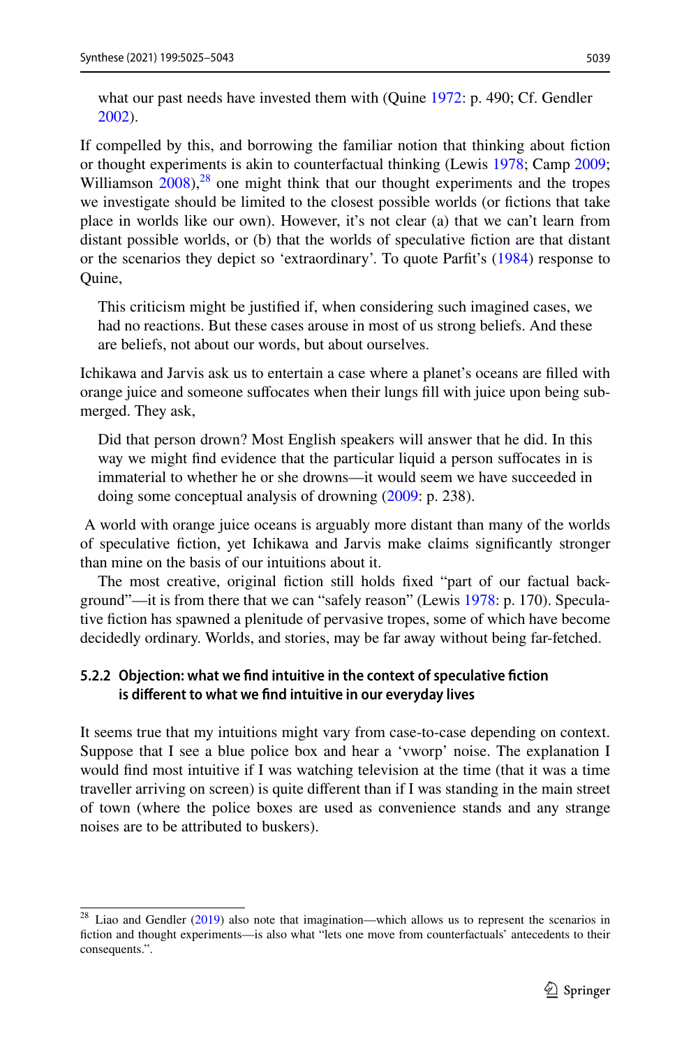what our past needs have invested them with (Quine 1972: p. 490; Cf. Gendler 2002).

If compelled by this, and borrowing the familiar notion that thinking about fiction or thought experiments is akin to counterfactual thinking (Lewis 1978; Camp 2009; Williamson 2008),[28] one might think that our thought experiments and the tropes we investigate should be limited to the closest possible worlds (or fictions that take place in worlds like our own). However, it's not clear (a) that we can't learn from distant possible worlds, or (b) that the worlds of speculative fiction are that distant or the scenarios they depict so 'extraordinary'. To quote Parfit's (1984) response to Quine,

> This criticism might be justified if, when considering such imagined cases, we had no reactions. But these cases arouse in most of us strong beliefs. And these are beliefs, not about our words, but about ourselves.

Ichikawa and Jarvis ask us to entertain a case where a planet's oceans are filled with orange juice and someone suffocates when their lungs fill with juice upon being submerged. They ask,

> Did that person drown? Most English speakers will answer that he did. In this way we might find evidence that the particular liquid a person suffocates in is immaterial to whether he or she drowns—it would seem we have succeeded in doing some conceptual analysis of drowning (2009: p. 238).

A world with orange juice oceans is arguably more distant than many of the worlds of speculative fiction, yet Ichikawa and Jarvis make claims significantly stronger than mine on the basis of our intuitions about it.

The most creative, original fiction still holds fixed "part of our factual background"—it is from there that we can "safely reason" (Lewis 1978: p. 170). Speculative fiction has spawned a plenitude of pervasive tropes, some of which have become decidedly ordinary. Worlds, and stories, may be far away without being far-fetched.

#### 5.2.2 Objection: what we find intuitive in the context of speculative fiction is different to what we find intuitive in our everyday lives

It seems true that my intuitions might vary from case-to-case depending on context. Suppose that I see a blue police box and hear a 'vworp' noise. The explanation I would find most intuitive if I was watching television at the time (that it was a time traveller arriving on screen) is quite different than if I was standing in the main street of town (where the police boxes are used as convenience stands and any strange noises are to be attributed to buskers).

---

[28] Liao and Gendler (2019) also note that imagination—which allows us to represent the scenarios in fiction and thought experiments—is also what "lets one move from counterfactuals' antecedents to their consequents.".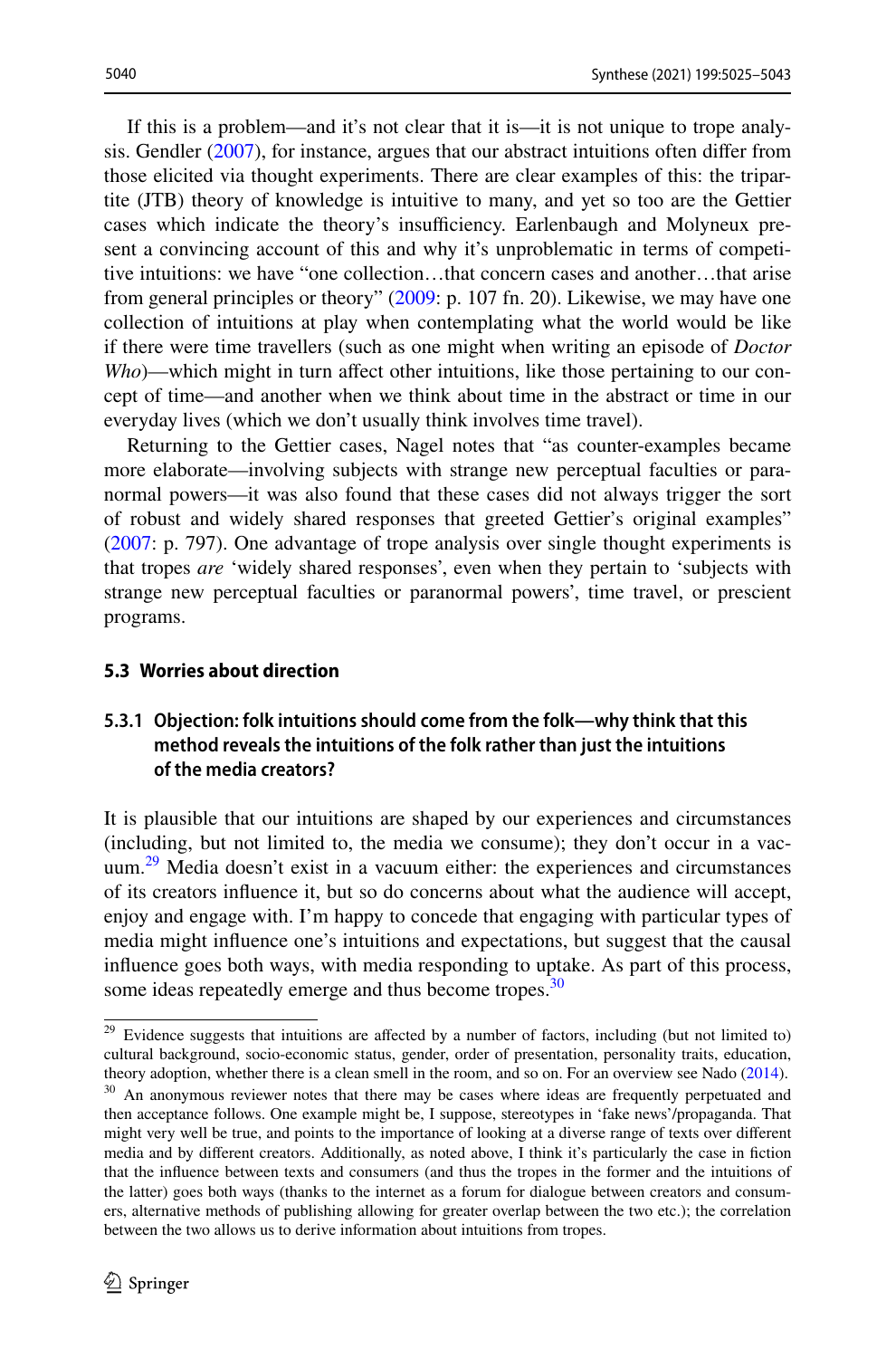If this is a problem—and it's not clear that it is—it is not unique to trope analysis. Gendler (2007), for instance, argues that our abstract intuitions often differ from those elicited via thought experiments. There are clear examples of this: the tripartite (JTB) theory of knowledge is intuitive to many, and yet so too are the Gettier cases which indicate the theory's insufficiency. Earlenbaugh and Molyneux present a convincing account of this and why it's unproblematic in terms of competitive intuitions: we have "one collection…that concern cases and another…that arise from general principles or theory" (2009: p. 107 fn. 20). Likewise, we may have one collection of intuitions at play when contemplating what the world would be like if there were time travellers (such as one might when writing an episode of *Doctor Who*)—which might in turn affect other intuitions, like those pertaining to our concept of time—and another when we think about time in the abstract or time in our everyday lives (which we don't usually think involves time travel).

Returning to the Gettier cases, Nagel notes that "as counter-examples became more elaborate—involving subjects with strange new perceptual faculties or paranormal powers—it was also found that these cases did not always trigger the sort of robust and widely shared responses that greeted Gettier's original examples" (2007: p. 797). One advantage of trope analysis over single thought experiments is that tropes *are* 'widely shared responses', even when they pertain to 'subjects with strange new perceptual faculties or paranormal powers', time travel, or prescient programs.

### 5.3 Worries about direction

#### 5.3.1 Objection: folk intuitions should come from the folk—why think that this method reveals the intuitions of the folk rather than just the intuitions of the media creators?

It is plausible that our intuitions are shaped by our experiences and circumstances (including, but not limited to, the media we consume); they don't occur in a vacuum.[29] Media doesn't exist in a vacuum either: the experiences and circumstances of its creators influence it, but so do concerns about what the audience will accept, enjoy and engage with. I'm happy to concede that engaging with particular types of media might influence one's intuitions and expectations, but suggest that the causal influence goes both ways, with media responding to uptake. As part of this process, some ideas repeatedly emerge and thus become tropes.[30]

---

[29] Evidence suggests that intuitions are affected by a number of factors, including (but not limited to) cultural background, socio-economic status, gender, order of presentation, personality traits, education, theory adoption, whether there is a clean smell in the room, and so on. For an overview see Nado (2014).

[30] An anonymous reviewer notes that there may be cases where ideas are frequently perpetuated and then acceptance follows. One example might be, I suppose, stereotypes in 'fake news'/propaganda. That might very well be true, and points to the importance of looking at a diverse range of texts over different media and by different creators. Additionally, as noted above, I think it's particularly the case in fiction that the influence between texts and consumers (and thus the tropes in the former and the intuitions of the latter) goes both ways (thanks to the internet as a forum for dialogue between creators and consumers, alternative methods of publishing allowing for greater overlap between the two etc.); the correlation between the two allows us to derive information about intuitions from tropes.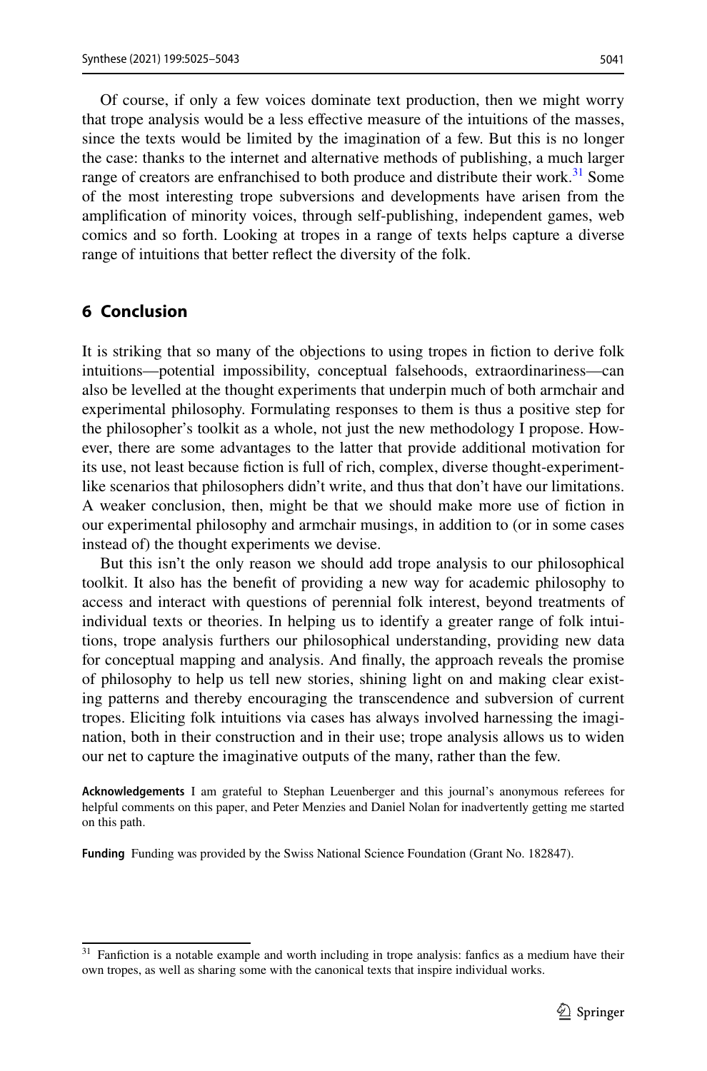Of course, if only a few voices dominate text production, then we might worry that trope analysis would be a less effective measure of the intuitions of the masses, since the texts would be limited by the imagination of a few. But this is no longer the case: thanks to the internet and alternative methods of publishing, a much larger range of creators are enfranchised to both produce and distribute their work.[31] Some of the most interesting trope subversions and developments have arisen from the amplification of minority voices, through self-publishing, independent games, web comics and so forth. Looking at tropes in a range of texts helps capture a diverse range of intuitions that better reflect the diversity of the folk.

## 6 Conclusion

It is striking that so many of the objections to using tropes in fiction to derive folk intuitions—potential impossibility, conceptual falsehoods, extraordinariness—can also be levelled at the thought experiments that underpin much of both armchair and experimental philosophy. Formulating responses to them is thus a positive step for the philosopher's toolkit as a whole, not just the new methodology I propose. However, there are some advantages to the latter that provide additional motivation for its use, not least because fiction is full of rich, complex, diverse thought-experiment-like scenarios that philosophers didn't write, and thus that don't have our limitations. A weaker conclusion, then, might be that we should make more use of fiction in our experimental philosophy and armchair musings, in addition to (or in some cases instead of) the thought experiments we devise.

But this isn't the only reason we should add trope analysis to our philosophical toolkit. It also has the benefit of providing a new way for academic philosophy to access and interact with questions of perennial folk interest, beyond treatments of individual texts or theories. In helping us to identify a greater range of folk intuitions, trope analysis furthers our philosophical understanding, providing new data for conceptual mapping and analysis. And finally, the approach reveals the promise of philosophy to help us tell new stories, shining light on and making clear existing patterns and thereby encouraging the transcendence and subversion of current tropes. Eliciting folk intuitions via cases has always involved harnessing the imagination, both in their construction and in their use; trope analysis allows us to widen our net to capture the imaginative outputs of the many, rather than the few.

**Acknowledgements** I am grateful to Stephan Leuenberger and this journal's anonymous referees for helpful comments on this paper, and Peter Menzies and Daniel Nolan for inadvertently getting me started on this path.

**Funding** Funding was provided by the Swiss National Science Foundation (Grant No. 182847).

[31] Fanfiction is a notable example and worth including in trope analysis: fanfics as a medium have their own tropes, as well as sharing some with the canonical texts that inspire individual works.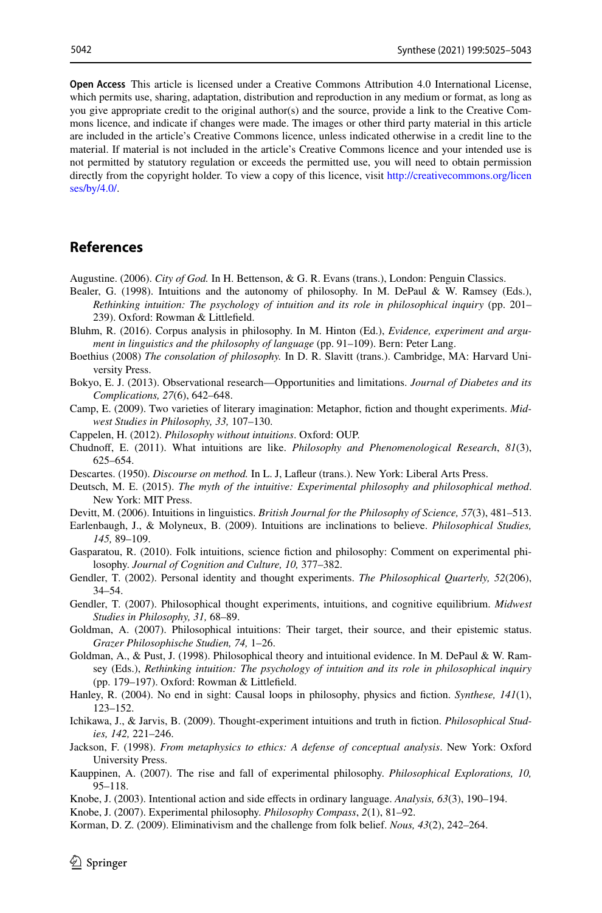**Open Access** This article is licensed under a Creative Commons Attribution 4.0 International License, which permits use, sharing, adaptation, distribution and reproduction in any medium or format, as long as you give appropriate credit to the original author(s) and the source, provide a link to the Creative Commons licence, and indicate if changes were made. The images or other third party material in this article are included in the article's Creative Commons licence, unless indicated otherwise in a credit line to the material. If material is not included in the article's Creative Commons licence and your intended use is not permitted by statutory regulation or exceeds the permitted use, you will need to obtain permission directly from the copyright holder. To view a copy of this licence, visit http://creativecommons.org/licenses/by/4.0/.

## References

Augustine. (2006). *City of God.* In H. Bettenson, & G. R. Evans (trans.), London: Penguin Classics.

Bealer, G. (1998). Intuitions and the autonomy of philosophy. In M. DePaul & W. Ramsey (Eds.), *Rethinking intuition: The psychology of intuition and its role in philosophical inquiry* (pp. 201–239). Oxford: Rowman & Littlefield.

Bluhm, R. (2016). Corpus analysis in philosophy. In M. Hinton (Ed.), *Evidence, experiment and argument in linguistics and the philosophy of language* (pp. 91–109). Bern: Peter Lang.

Boethius (2008) *The consolation of philosophy.* In D. R. Slavitt (trans.). Cambridge, MA: Harvard University Press.

Bokyo, E. J. (2013). Observational research—Opportunities and limitations. *Journal of Diabetes and its Complications, 27*(6), 642–648.

Camp, E. (2009). Two varieties of literary imagination: Metaphor, fiction and thought experiments. *Midwest Studies in Philosophy, 33,* 107–130.

Cappelen, H. (2012). *Philosophy without intuitions*. Oxford: OUP.

Chudnoff, E. (2011). What intuitions are like. *Philosophy and Phenomenological Research*, *81*(3), 625–654.

Descartes. (1950). *Discourse on method.* In L. J, Lafleur (trans.). New York: Liberal Arts Press.

Deutsch, M. E. (2015). *The myth of the intuitive: Experimental philosophy and philosophical method*. New York: MIT Press.

Devitt, M. (2006). Intuitions in linguistics. *British Journal for the Philosophy of Science, 57*(3), 481–513.

Earlenbaugh, J., & Molyneux, B. (2009). Intuitions are inclinations to believe. *Philosophical Studies, 145,* 89–109.

Gasparatou, R. (2010). Folk intuitions, science fiction and philosophy: Comment on experimental philosophy. *Journal of Cognition and Culture, 10,* 377–382.

Gendler, T. (2002). Personal identity and thought experiments. *The Philosophical Quarterly, 52*(206), 34–54.

Gendler, T. (2007). Philosophical thought experiments, intuitions, and cognitive equilibrium. *Midwest Studies in Philosophy, 31,* 68–89.

Goldman, A. (2007). Philosophical intuitions: Their target, their source, and their epistemic status. *Grazer Philosophische Studien, 74,* 1–26.

Goldman, A., & Pust, J. (1998). Philosophical theory and intuitional evidence. In M. DePaul & W. Ramsey (Eds.), *Rethinking intuition: The psychology of intuition and its role in philosophical inquiry* (pp. 179–197). Oxford: Rowman & Littlefield.

Hanley, R. (2004). No end in sight: Causal loops in philosophy, physics and fiction. *Synthese, 141*(1), 123–152.

Ichikawa, J., & Jarvis, B. (2009). Thought-experiment intuitions and truth in fiction. *Philosophical Studies, 142,* 221–246.

Jackson, F. (1998). *From metaphysics to ethics: A defense of conceptual analysis*. New York: Oxford University Press.

Kauppinen, A. (2007). The rise and fall of experimental philosophy. *Philosophical Explorations, 10,* 95–118.

Knobe, J. (2003). Intentional action and side effects in ordinary language. *Analysis, 63*(3), 190–194.

Knobe, J. (2007). Experimental philosophy. *Philosophy Compass*, *2*(1), 81–92.

Korman, D. Z. (2009). Eliminativism and the challenge from folk belief. *Nous, 43*(2), 242–264.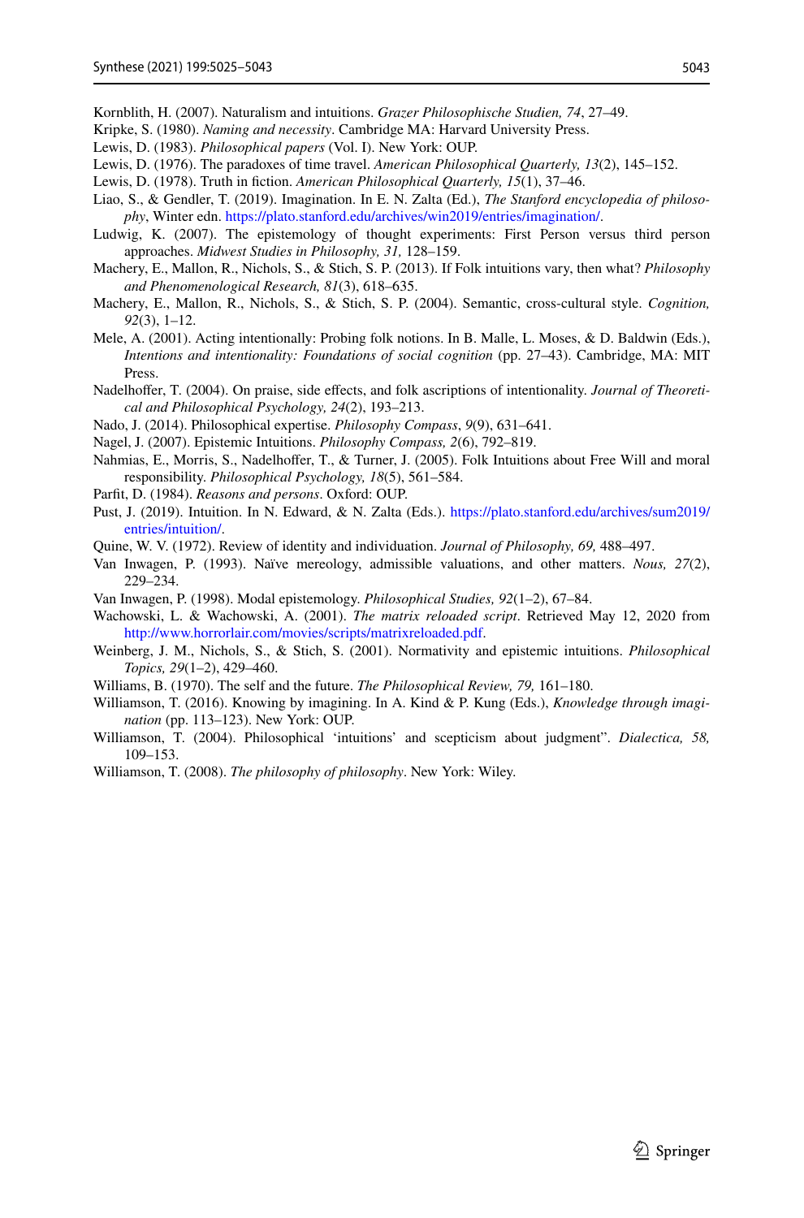Kornblith, H. (2007). Naturalism and intuitions. *Grazer Philosophische Studien, 74*, 27–49.

Kripke, S. (1980). *Naming and necessity*. Cambridge MA: Harvard University Press.

Lewis, D. (1983). *Philosophical papers* (Vol. I). New York: OUP.

Lewis, D. (1976). The paradoxes of time travel. *American Philosophical Quarterly, 13*(2), 145–152.

Lewis, D. (1978). Truth in fiction. *American Philosophical Quarterly, 15*(1), 37–46.

Liao, S., & Gendler, T. (2019). Imagination. In E. N. Zalta (Ed.), *The Stanford encyclopedia of philosophy*, Winter edn. https://plato.stanford.edu/archives/win2019/entries/imagination/.

Ludwig, K. (2007). The epistemology of thought experiments: First Person versus third person approaches. *Midwest Studies in Philosophy, 31,* 128–159.

Machery, E., Mallon, R., Nichols, S., & Stich, S. P. (2013). If Folk intuitions vary, then what? *Philosophy and Phenomenological Research, 81*(3), 618–635.

Machery, E., Mallon, R., Nichols, S., & Stich, S. P. (2004). Semantic, cross-cultural style. *Cognition, 92*(3), 1–12.

Mele, A. (2001). Acting intentionally: Probing folk notions. In B. Malle, L. Moses, & D. Baldwin (Eds.), *Intentions and intentionality: Foundations of social cognition* (pp. 27–43). Cambridge, MA: MIT Press.

Nadelhoffer, T. (2004). On praise, side effects, and folk ascriptions of intentionality. *Journal of Theoretical and Philosophical Psychology, 24*(2), 193–213.

Nado, J. (2014). Philosophical expertise. *Philosophy Compass*, *9*(9), 631–641.

Nagel, J. (2007). Epistemic Intuitions. *Philosophy Compass, 2*(6), 792–819.

Nahmias, E., Morris, S., Nadelhoffer, T., & Turner, J. (2005). Folk Intuitions about Free Will and moral responsibility. *Philosophical Psychology, 18*(5), 561–584.

Parfit, D. (1984). *Reasons and persons*. Oxford: OUP.

Pust, J. (2019). Intuition. In N. Edward, & N. Zalta (Eds.). https://plato.stanford.edu/archives/sum2019/entries/intuition/.

Quine, W. V. (1972). Review of identity and individuation. *Journal of Philosophy, 69,* 488–497.

Van Inwagen, P. (1993). Naïve mereology, admissible valuations, and other matters. *Nous, 27*(2), 229–234.

Van Inwagen, P. (1998). Modal epistemology. *Philosophical Studies, 92*(1–2), 67–84.

Wachowski, L. & Wachowski, A. (2001). *The matrix reloaded script*. Retrieved May 12, 2020 from http://www.horrorlair.com/movies/scripts/matrixreloaded.pdf.

Weinberg, J. M., Nichols, S., & Stich, S. (2001). Normativity and epistemic intuitions. *Philosophical Topics, 29*(1–2), 429–460.

Williams, B. (1970). The self and the future. *The Philosophical Review, 79,* 161–180.

Williamson, T. (2016). Knowing by imagining. In A. Kind & P. Kung (Eds.), *Knowledge through imagination* (pp. 113–123). New York: OUP.

Williamson, T. (2004). Philosophical 'intuitions' and scepticism about judgment". *Dialectica, 58,* 109–153.

Williamson, T. (2008). *The philosophy of philosophy*. New York: Wiley.